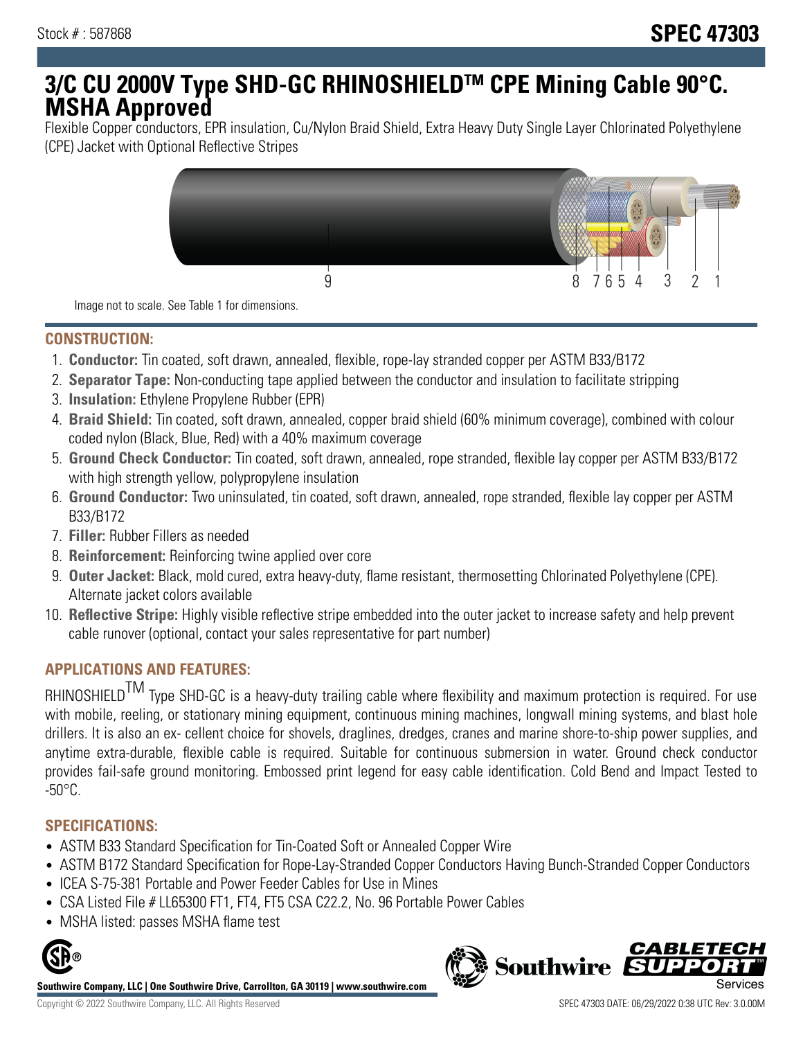Stock # : 587868

# SPEC 47303

# 3/C CU 2000V Type SHD-GC RHINOSHIELD™ CPE Mining Cable 90°C. MSHA Approved

Flexible Copper conductors, EPR insulation, Cu/Nylon Braid Shield, Extra Heavy Duty Single Layer Chlorinated Polyethylene (CPE) Jacket with Optional Reflective Stripes

Image not to scale. See Table 1 for dimensions.

## CONSTRUCTION:

1. **Conductor:** Tin coated, soft drawn, annealed, flexible, rope-lay stranded copper per ASTM B33/B172
2. **Separator Tape:** Non-conducting tape applied between the conductor and insulation to facilitate stripping
3. **Insulation:** Ethylene Propylene Rubber (EPR)
4. **Braid Shield:** Tin coated, soft drawn, annealed, copper braid shield (60% minimum coverage), combined with colour coded nylon (Black, Blue, Red) with a 40% maximum coverage
5. **Ground Check Conductor:** Tin coated, soft drawn, annealed, rope stranded, flexible lay copper per ASTM B33/B172 with high strength yellow, polypropylene insulation
6. **Ground Conductor:** Two uninsulated, tin coated, soft drawn, annealed, rope stranded, flexible lay copper per ASTM B33/B172
7. **Filler:** Rubber Fillers as needed
8. **Reinforcement:** Reinforcing twine applied over core
9. **Outer Jacket:** Black, mold cured, extra heavy-duty, flame resistant, thermosetting Chlorinated Polyethylene (CPE). Alternate jacket colors available
10. **Reflective Stripe:** Highly visible reflective stripe embedded into the outer jacket to increase safety and help prevent cable runover (optional, contact your sales representative for part number)

## APPLICATIONS AND FEATURES:

RHINOSHIELD™ Type SHD-GC is a heavy-duty trailing cable where flexibility and maximum protection is required. For use with mobile, reeling, or stationary mining equipment, continuous mining machines, longwall mining systems, and blast hole drillers. It is also an ex- cellent choice for shovels, draglines, dredges, cranes and marine shore-to-ship power supplies, and anytime extra-durable, flexible cable is required. Suitable for continuous submersion in water. Ground check conductor provides fail-safe ground monitoring. Embossed print legend for easy cable identification. Cold Bend and Impact Tested to -50°C.

## SPECIFICATIONS:

- ASTM B33 Standard Specification for Tin-Coated Soft or Annealed Copper Wire
- ASTM B172 Standard Specification for Rope-Lay-Stranded Copper Conductors Having Bunch-Stranded Copper Conductors
- ICEA S-75-381 Portable and Power Feeder Cables for Use in Mines
- CSA Listed File # LL65300 FT1, FT4, FT5 CSA C22.2, No. 96 Portable Power Cables
- MSHA listed: passes MSHA flame test

**Southwire Company, LLC | One Southwire Drive, Carrollton, GA 30119 | www.southwire.com**

Copyright © 2022 Southwire Company, LLC. All Rights Reserved

SPEC 47303 DATE: 06/29/2022 0:38 UTC Rev: 3.0.00M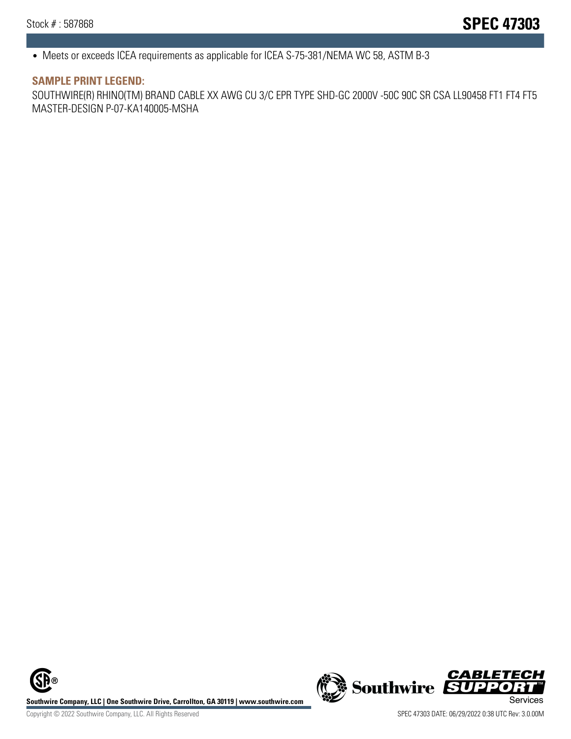- Meets or exceeds ICEA requirements as applicable for ICEA S-75-381/NEMA WC 58, ASTM B-3

### SAMPLE PRINT LEGEND:

SOUTHWIRE(R) RHINO(TM) BRAND CABLE XX AWG CU 3/C EPR TYPE SHD-GC 2000V -50C 90C SR CSA LL90458 FT1 FT4 FT5 MASTER-DESIGN P-07-KA140005-MSHA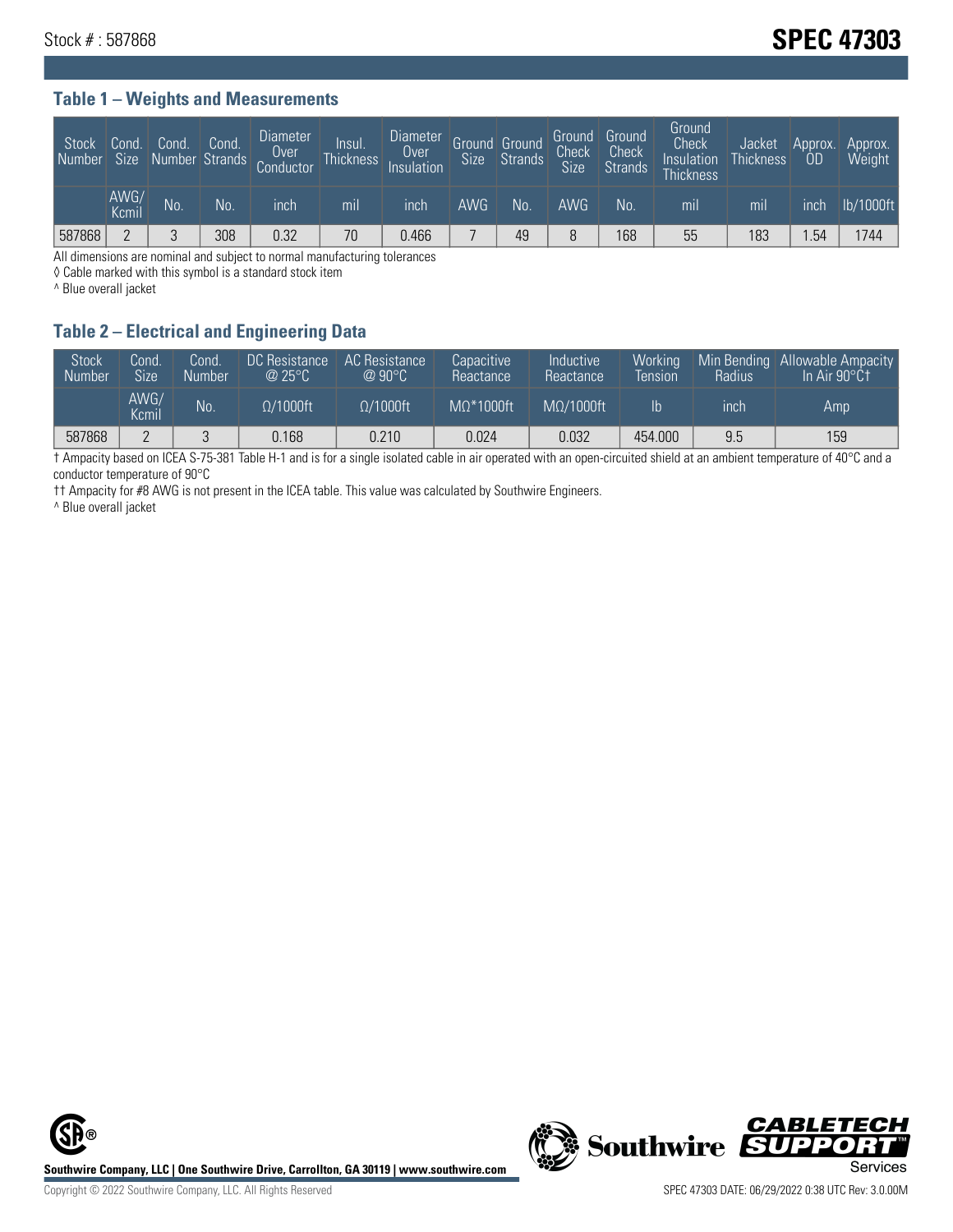Stock # : 587868

# SPEC 47303

## Table 1 – Weights and Measurements

| Stock Number | Cond. Size | Cond. Number | Cond. Strands | Diameter Over Conductor | Insul. Thickness | Diameter Over Insulation | Ground Size | Ground Strands | Ground Check Size | Ground Check Strands | Ground Check Insulation Thickness | Jacket Thickness | Approx. OD | Approx. Weight |
|---|---|---|---|---|---|---|---|---|---|---|---|---|---|---|
| | AWG/ Kcmil | No. | No. | inch | mil | inch | AWG | No. | AWG | No. | mil | mil | inch | lb/1000ft |
| 587868 | 2 | 3 | 308 | 0.32 | 70 | 0.466 | 7 | 49 | 8 | 168 | 55 | 183 | 1.54 | 1744 |

All dimensions are nominal and subject to normal manufacturing tolerances

◊ Cable marked with this symbol is a standard stock item

^ Blue overall jacket

## Table 2 – Electrical and Engineering Data

| Stock Number | Cond. Size | Cond. Number | DC Resistance @ 25°C | AC Resistance @ 90°C | Capacitive Reactance | Inductive Reactance | Working Tension | Min Bending Radius | Allowable Ampacity In Air 90°C† |
|---|---|---|---|---|---|---|---|---|---|
| | AWG/ Kcmil | No. | Ω/1000ft | Ω/1000ft | MΩ*1000ft | MΩ/1000ft | lb | inch | Amp |
| 587868 | 2 | 3 | 0.168 | 0.210 | 0.024 | 0.032 | 454.000 | 9.5 | 159 |

† Ampacity based on ICEA S-75-381 Table H-1 and is for a single isolated cable in air operated with an open-circuited shield at an ambient temperature of 40°C and a conductor temperature of 90°C

†† Ampacity for #8 AWG is not present in the ICEA table. This value was calculated by Southwire Engineers.

^ Blue overall jacket

**Southwire Company, LLC | One Southwire Drive, Carrollton, GA 30119 | www.southwire.com**

Copyright © 2022 Southwire Company, LLC. All Rights Reserved

SPEC 47303 DATE: 06/29/2022 0:38 UTC Rev: 3.0.00M